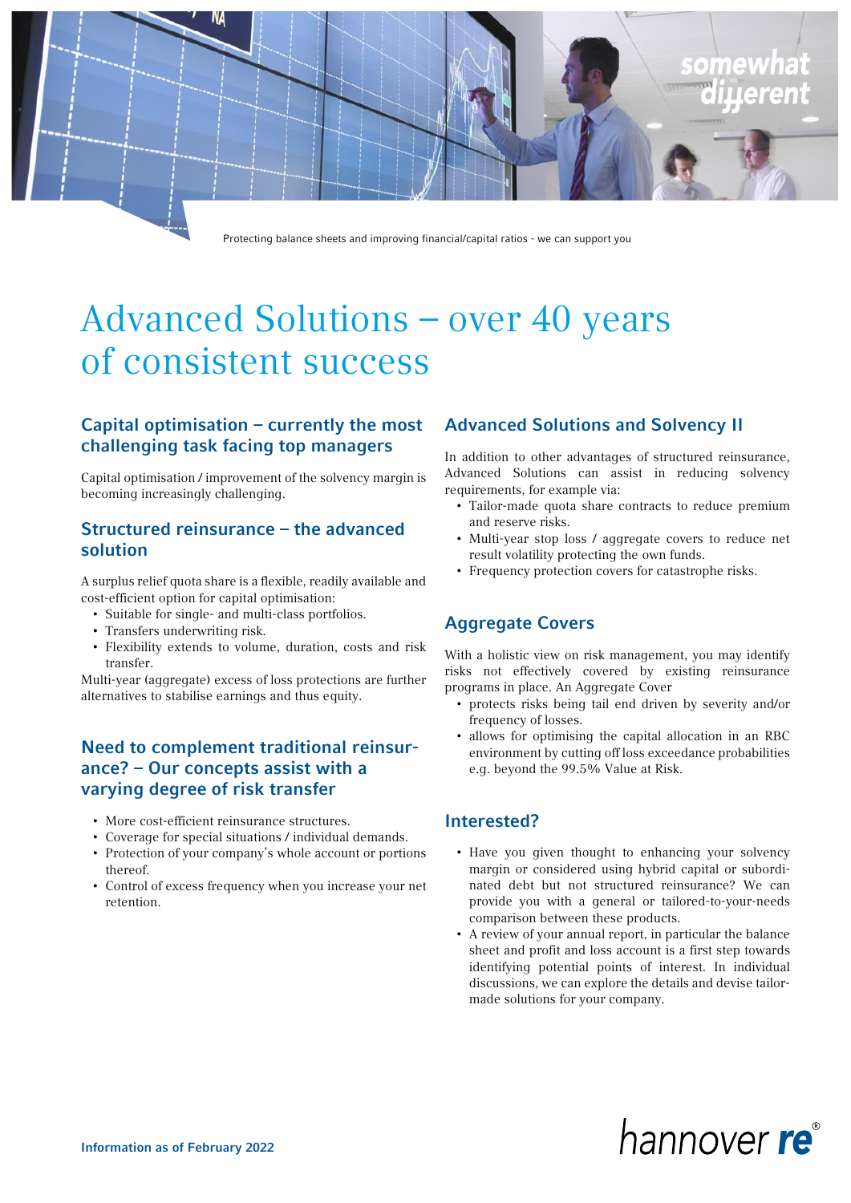Protecting balance sheets and improving financial/capital ratios - we can support you

# Advanced Solutions – over 40 years of consistent success

## Capital optimisation – currently the most challenging task facing top managers

Capital optimisation / improvement of the solvency margin is becoming increasingly challenging.

## Structured reinsurance – the advanced solution

A surplus relief quota share is a flexible, readily available and cost-efficient option for capital optimisation:

- Suitable for single- and multi-class portfolios.
- Transfers underwriting risk.
- Flexibility extends to volume, duration, costs and risk transfer.

Multi-year (aggregate) excess of loss protections are further alternatives to stabilise earnings and thus equity.

## Need to complement traditional reinsurance? – Our concepts assist with a varying degree of risk transfer

- More cost-efficient reinsurance structures.
- Coverage for special situations / individual demands.
- Protection of your company's whole account or portions thereof.
- Control of excess frequency when you increase your net retention.

## Advanced Solutions and Solvency II

In addition to other advantages of structured reinsurance, Advanced Solutions can assist in reducing solvency requirements, for example via:

- Tailor-made quota share contracts to reduce premium and reserve risks.
- Multi-year stop loss / aggregate covers to reduce net result volatility protecting the own funds.
- Frequency protection covers for catastrophe risks.

## Aggregate Covers

With a holistic view on risk management, you may identify risks not effectively covered by existing reinsurance programs in place. An Aggregate Cover

- protects risks being tail end driven by severity and/or frequency of losses.
- allows for optimising the capital allocation in an RBC environment by cutting off loss exceedance probabilities e.g. beyond the 99.5% Value at Risk.

## Interested?

- Have you given thought to enhancing your solvency margin or considered using hybrid capital or subordinated debt but not structured reinsurance? We can provide you with a general or tailored-to-your-needs comparison between these products.
- A review of your annual report, in particular the balance sheet and profit and loss account is a first step towards identifying potential points of interest. In individual discussions, we can explore the details and devise tailor-made solutions for your company.

**Information as of February 2022**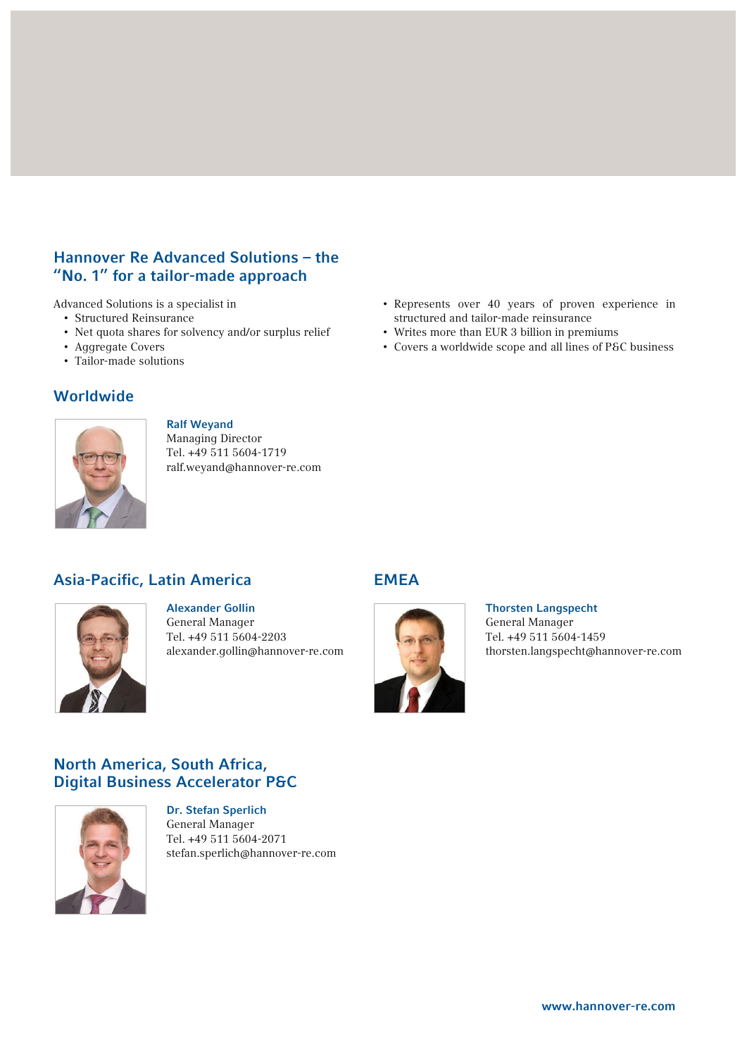## Hannover Re Advanced Solutions – the "No. 1" for a tailor-made approach

Advanced Solutions is a specialist in

- Structured Reinsurance
- Net quota shares for solvency and/or surplus relief
- Aggregate Covers
- Tailor-made solutions

- Represents over 40 years of proven experience in structured and tailor-made reinsurance
- Writes more than EUR 3 billion in premiums
- Covers a worldwide scope and all lines of P&C business

## Worldwide

**Ralf Weyand**
Managing Director
Tel. +49 511 5604-1719
ralf.weyand@hannover-re.com

## Asia-Pacific, Latin America

**Alexander Gollin**
General Manager
Tel. +49 511 5604-2203
alexander.gollin@hannover-re.com

## EMEA

**Thorsten Langspecht**
General Manager
Tel. +49 511 5604-1459
thorsten.langspecht@hannover-re.com

## North America, South Africa, Digital Business Accelerator P&C

**Dr. Stefan Sperlich**
General Manager
Tel. +49 511 5604-2071
stefan.sperlich@hannover-re.com

www.hannover-re.com